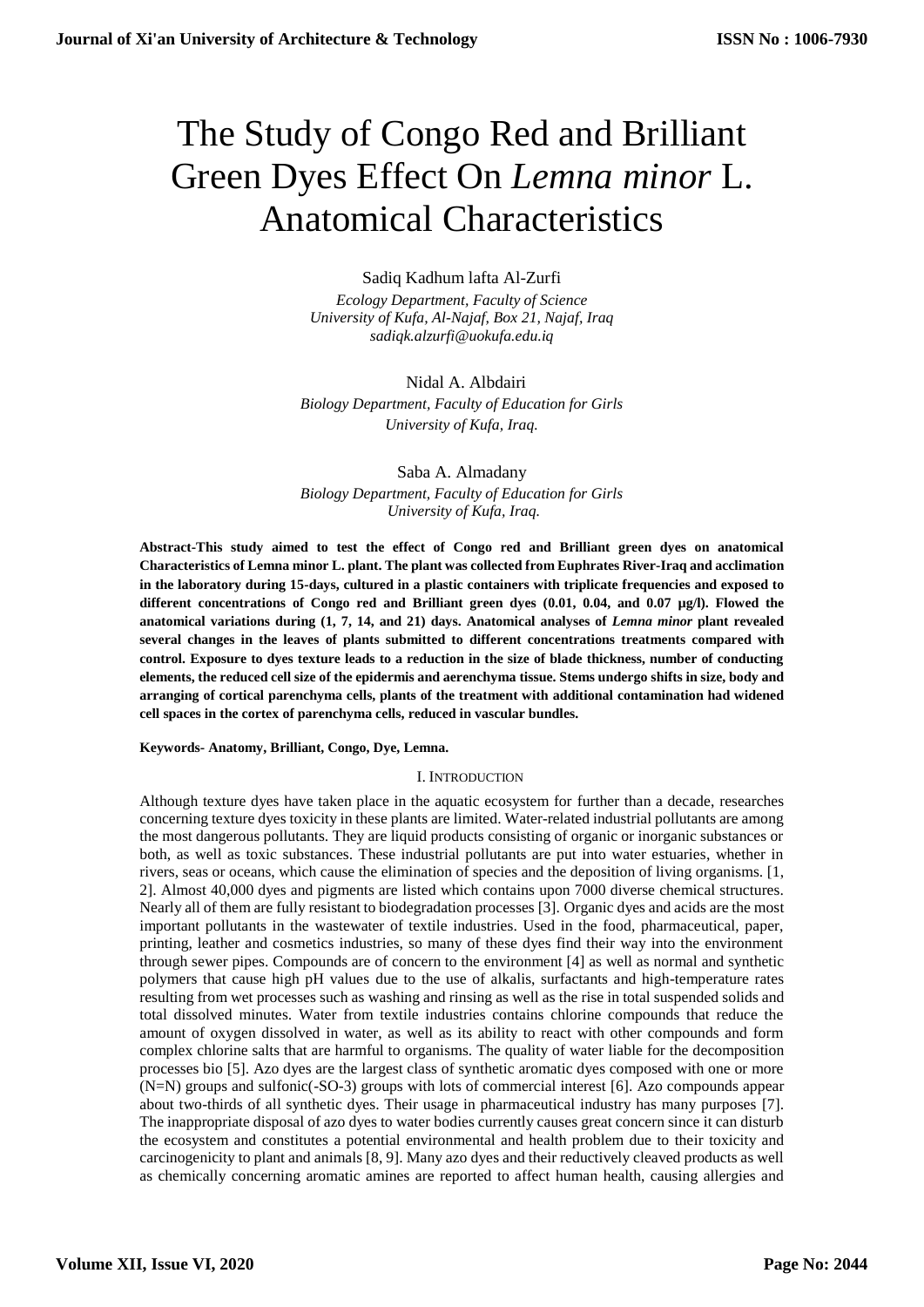# The Study of Congo Red and Brilliant Green Dyes Effect On *Lemna minor* L. Anatomical Characteristics

Sadiq Kadhum lafta Al-Zurfi

*Ecology Department, Faculty of Science*
*University of Kufa, Al-Najaf, Box 21, Najaf, Iraq*
*sadiqk.alzurfi@uokufa.edu.iq*

Nidal A. Albdairi

*Biology Department, Faculty of Education for Girls*
*University of Kufa, Iraq.*

Saba A. Almadany

*Biology Department, Faculty of Education for Girls*
*University of Kufa, Iraq.*

**Abstract-This study aimed to test the effect of Congo red and Brilliant green dyes on anatomical Characteristics of Lemna minor L. plant. The plant was collected from Euphrates River-Iraq and acclimation in the laboratory during 15-days, cultured in a plastic containers with triplicate frequencies and exposed to different concentrations of Congo red and Brilliant green dyes (0.01, 0.04, and 0.07 µg/l). Flowed the anatomical variations during (1, 7, 14, and 21) days. Anatomical analyses of *Lemna minor* plant revealed several changes in the leaves of plants submitted to different concentrations treatments compared with control. Exposure to dyes texture leads to a reduction in the size of blade thickness, number of conducting elements, the reduced cell size of the epidermis and aerenchyma tissue. Stems undergo shifts in size, body and arranging of cortical parenchyma cells, plants of the treatment with additional contamination had widened cell spaces in the cortex of parenchyma cells, reduced in vascular bundles.**

**Keywords- Anatomy, Brilliant, Congo, Dye, Lemna.**

## I. Introduction

Although texture dyes have taken place in the aquatic ecosystem for further than a decade, researches concerning texture dyes toxicity in these plants are limited. Water-related industrial pollutants are among the most dangerous pollutants. They are liquid products consisting of organic or inorganic substances or both, as well as toxic substances. These industrial pollutants are put into water estuaries, whether in rivers, seas or oceans, which cause the elimination of species and the deposition of living organisms. [1, 2]. Almost 40,000 dyes and pigments are listed which contains upon 7000 diverse chemical structures. Nearly all of them are fully resistant to biodegradation processes [3]. Organic dyes and acids are the most important pollutants in the wastewater of textile industries. Used in the food, pharmaceutical, paper, printing, leather and cosmetics industries, so many of these dyes find their way into the environment through sewer pipes. Compounds are of concern to the environment [4] as well as normal and synthetic polymers that cause high pH values due to the use of alkalis, surfactants and high-temperature rates resulting from wet processes such as washing and rinsing as well as the rise in total suspended solids and total dissolved minutes. Water from textile industries contains chlorine compounds that reduce the amount of oxygen dissolved in water, as well as its ability to react with other compounds and form complex chlorine salts that are harmful to organisms. The quality of water liable for the decomposition processes bio [5]. Azo dyes are the largest class of synthetic aromatic dyes composed with one or more (N=N) groups and sulfonic(-SO-3) groups with lots of commercial interest [6]. Azo compounds appear about two-thirds of all synthetic dyes. Their usage in pharmaceutical industry has many purposes [7]. The inappropriate disposal of azo dyes to water bodies currently causes great concern since it can disturb the ecosystem and constitutes a potential environmental and health problem due to their toxicity and carcinogenicity to plant and animals [8, 9]. Many azo dyes and their reductively cleaved products as well as chemically concerning aromatic amines are reported to affect human health, causing allergies and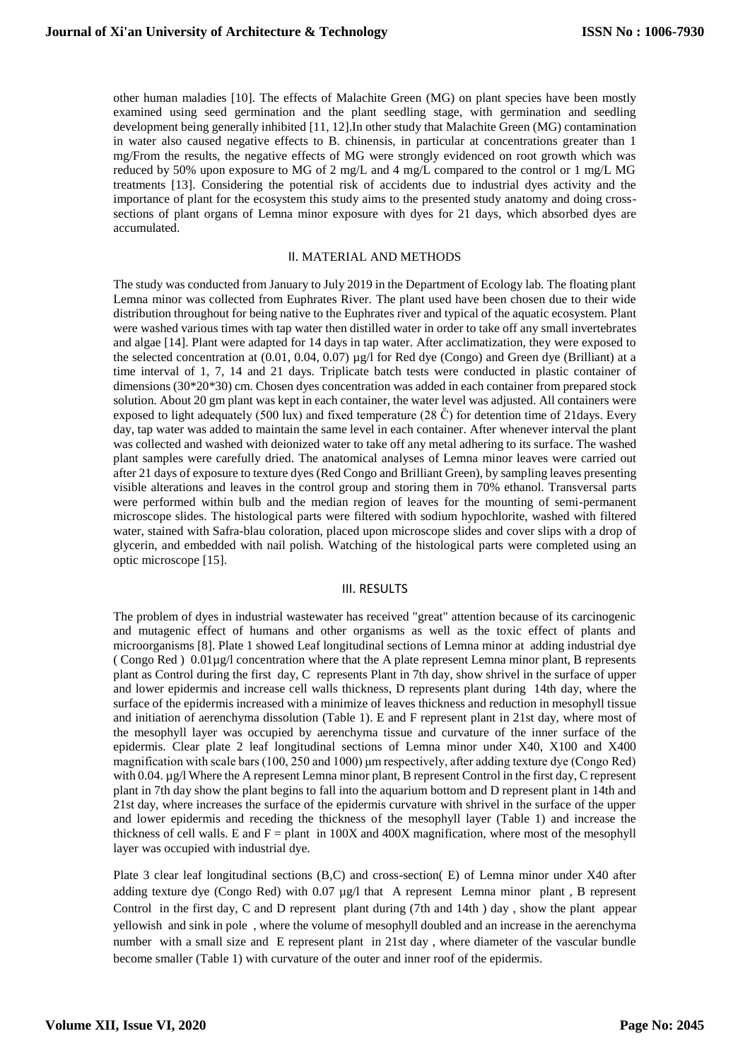other human maladies [10]. The effects of Malachite Green (MG) on plant species have been mostly examined using seed germination and the plant seedling stage, with germination and seedling development being generally inhibited [11, 12].In other study that Malachite Green (MG) contamination in water also caused negative effects to B. chinensis, in particular at concentrations greater than 1 mg/From the results, the negative effects of MG were strongly evidenced on root growth which was reduced by 50% upon exposure to MG of 2 mg/L and 4 mg/L compared to the control or 1 mg/L MG treatments [13]. Considering the potential risk of accidents due to industrial dyes activity and the importance of plant for the ecosystem this study aims to the presented study anatomy and doing cross-sections of plant organs of Lemna minor exposure with dyes for 21 days, which absorbed dyes are accumulated.

## II. MATERIAL AND METHODS

The study was conducted from January to July 2019 in the Department of Ecology lab. The floating plant Lemna minor was collected from Euphrates River. The plant used have been chosen due to their wide distribution throughout for being native to the Euphrates river and typical of the aquatic ecosystem. Plant were washed various times with tap water then distilled water in order to take off any small invertebrates and algae [14]. Plant were adapted for 14 days in tap water. After acclimatization, they were exposed to the selected concentration at (0.01, 0.04, 0.07) µg/l for Red dye (Congo) and Green dye (Brilliant) at a time interval of 1, 7, 14 and 21 days. Triplicate batch tests were conducted in plastic container of dimensions (30*20*30) cm. Chosen dyes concentration was added in each container from prepared stock solution. About 20 gm plant was kept in each container, the water level was adjusted. All containers were exposed to light adequately (500 lux) and fixed temperature (28 Ċ) for detention time of 21days. Every day, tap water was added to maintain the same level in each container. After whenever interval the plant was collected and washed with deionized water to take off any metal adhering to its surface. The washed plant samples were carefully dried. The anatomical analyses of Lemna minor leaves were carried out after 21 days of exposure to texture dyes (Red Congo and Brilliant Green), by sampling leaves presenting visible alterations and leaves in the control group and storing them in 70% ethanol. Transversal parts were performed within bulb and the median region of leaves for the mounting of semi-permanent microscope slides. The histological parts were filtered with sodium hypochlorite, washed with filtered water, stained with Safra-blau coloration, placed upon microscope slides and cover slips with a drop of glycerin, and embedded with nail polish. Watching of the histological parts were completed using an optic microscope [15].

## III. RESULTS

The problem of dyes in industrial wastewater has received "great" attention because of its carcinogenic and mutagenic effect of humans and other organisms as well as the toxic effect of plants and microorganisms [8]. Plate 1 showed Leaf longitudinal sections of Lemna minor at adding industrial dye ( Congo Red ) 0.01µg/l concentration where that the A plate represent Lemna minor plant, B represents plant as Control during the first day, C represents Plant in 7th day, show shrivel in the surface of upper and lower epidermis and increase cell walls thickness, D represents plant during 14th day, where the surface of the epidermis increased with a minimize of leaves thickness and reduction in mesophyll tissue and initiation of aerenchyma dissolution (Table 1). E and F represent plant in 21st day, where most of the mesophyll layer was occupied by aerenchyma tissue and curvature of the inner surface of the epidermis. Clear plate 2 leaf longitudinal sections of Lemna minor under X40, X100 and X400 magnification with scale bars (100, 250 and 1000) µm respectively, after adding texture dye (Congo Red) with 0.04. µg/l Where the A represent Lemna minor plant, B represent Control in the first day, C represent plant in 7th day show the plant begins to fall into the aquarium bottom and D represent plant in 14th and 21st day, where increases the surface of the epidermis curvature with shrivel in the surface of the upper and lower epidermis and receding the thickness of the mesophyll layer (Table 1) and increase the thickness of cell walls. E and F = plant in 100X and 400X magnification, where most of the mesophyll layer was occupied with industrial dye.

Plate 3 clear leaf longitudinal sections (B,C) and cross-section( E) of Lemna minor under X40 after adding texture dye (Congo Red) with 0.07 µg/l that A represent Lemna minor plant , B represent Control in the first day, C and D represent plant during (7th and 14th ) day , show the plant appear yellowish and sink in pole , where the volume of mesophyll doubled and an increase in the aerenchyma number with a small size and E represent plant in 21st day , where diameter of the vascular bundle become smaller (Table 1) with curvature of the outer and inner roof of the epidermis.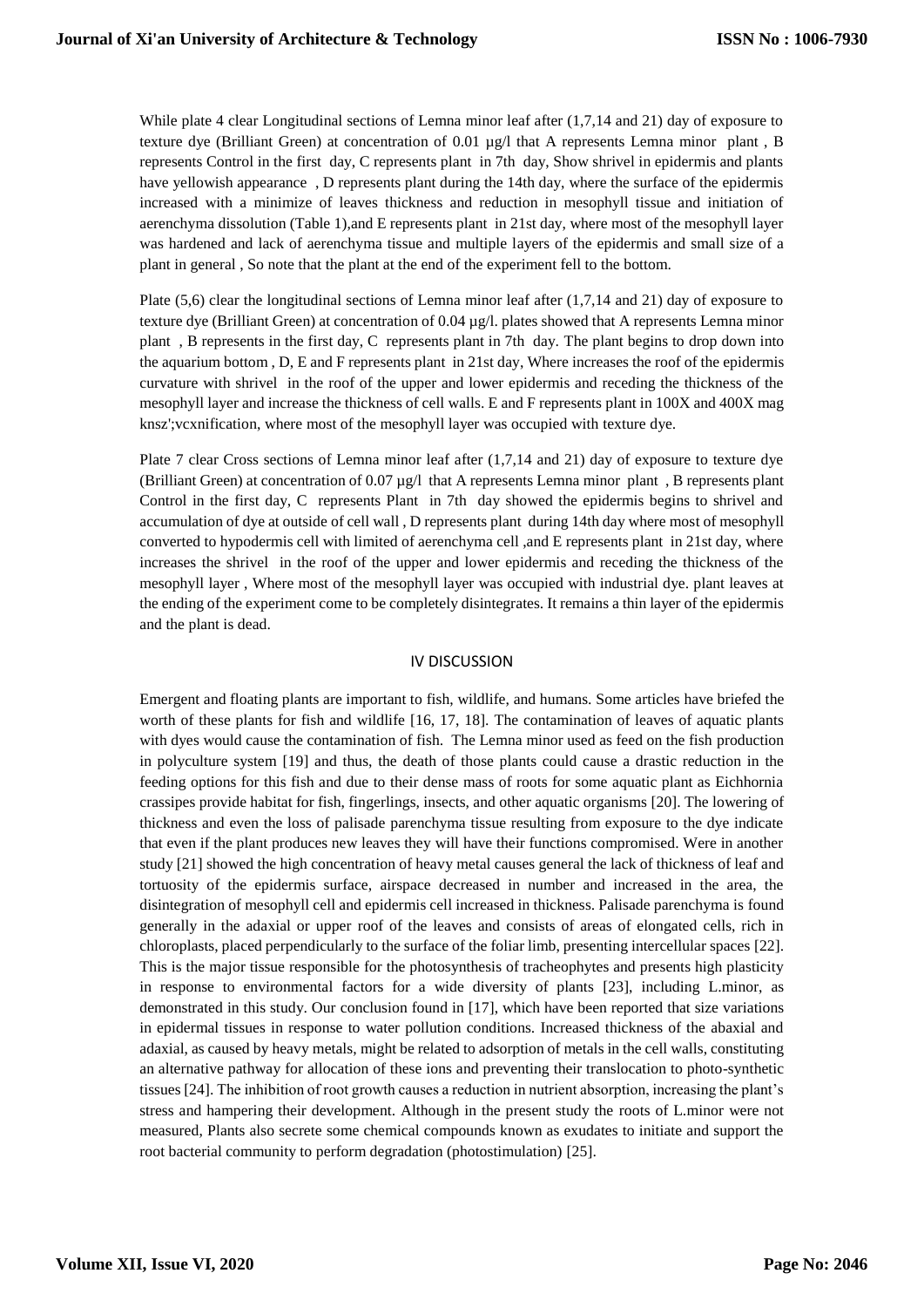While plate 4 clear Longitudinal sections of Lemna minor leaf after (1,7,14 and 21) day of exposure to texture dye (Brilliant Green) at concentration of 0.01 µg/l that A represents Lemna minor plant , B represents Control in the first day, C represents plant in 7th day, Show shrivel in epidermis and plants have yellowish appearance , D represents plant during the 14th day, where the surface of the epidermis increased with a minimize of leaves thickness and reduction in mesophyll tissue and initiation of aerenchyma dissolution (Table 1),and E represents plant in 21st day, where most of the mesophyll layer was hardened and lack of aerenchyma tissue and multiple layers of the epidermis and small size of a plant in general , So note that the plant at the end of the experiment fell to the bottom.

Plate (5,6) clear the longitudinal sections of Lemna minor leaf after (1,7,14 and 21) day of exposure to texture dye (Brilliant Green) at concentration of 0.04 µg/l. plates showed that A represents Lemna minor plant , B represents in the first day, C represents plant in 7th day. The plant begins to drop down into the aquarium bottom , D, E and F represents plant in 21st day, Where increases the roof of the epidermis curvature with shrivel in the roof of the upper and lower epidermis and receding the thickness of the mesophyll layer and increase the thickness of cell walls. E and F represents plant in 100X and 400X mag knsz';vcxnification, where most of the mesophyll layer was occupied with texture dye.

Plate 7 clear Cross sections of Lemna minor leaf after (1,7,14 and 21) day of exposure to texture dye (Brilliant Green) at concentration of 0.07 µg/l that A represents Lemna minor plant , B represents plant Control in the first day, C represents Plant in 7th day showed the epidermis begins to shrivel and accumulation of dye at outside of cell wall , D represents plant during 14th day where most of mesophyll converted to hypodermis cell with limited of aerenchyma cell ,and E represents plant in 21st day, where increases the shrivel in the roof of the upper and lower epidermis and receding the thickness of the mesophyll layer , Where most of the mesophyll layer was occupied with industrial dye. plant leaves at the ending of the experiment come to be completely disintegrates. It remains a thin layer of the epidermis and the plant is dead.

## IV DISCUSSION

Emergent and floating plants are important to fish, wildlife, and humans. Some articles have briefed the worth of these plants for fish and wildlife [16, 17, 18]. The contamination of leaves of aquatic plants with dyes would cause the contamination of fish. The Lemna minor used as feed on the fish production in polyculture system [19] and thus, the death of those plants could cause a drastic reduction in the feeding options for this fish and due to their dense mass of roots for some aquatic plant as Eichhornia crassipes provide habitat for fish, fingerlings, insects, and other aquatic organisms [20]. The lowering of thickness and even the loss of palisade parenchyma tissue resulting from exposure to the dye indicate that even if the plant produces new leaves they will have their functions compromised. Were in another study [21] showed the high concentration of heavy metal causes general the lack of thickness of leaf and tortuosity of the epidermis surface, airspace decreased in number and increased in the area, the disintegration of mesophyll cell and epidermis cell increased in thickness. Palisade parenchyma is found generally in the adaxial or upper roof of the leaves and consists of areas of elongated cells, rich in chloroplasts, placed perpendicularly to the surface of the foliar limb, presenting intercellular spaces [22]. This is the major tissue responsible for the photosynthesis of tracheophytes and presents high plasticity in response to environmental factors for a wide diversity of plants [23], including L.minor, as demonstrated in this study. Our conclusion found in [17], which have been reported that size variations in epidermal tissues in response to water pollution conditions. Increased thickness of the abaxial and adaxial, as caused by heavy metals, might be related to adsorption of metals in the cell walls, constituting an alternative pathway for allocation of these ions and preventing their translocation to photo-synthetic tissues [24]. The inhibition of root growth causes a reduction in nutrient absorption, increasing the plant's stress and hampering their development. Although in the present study the roots of L.minor were not measured, Plants also secrete some chemical compounds known as exudates to initiate and support the root bacterial community to perform degradation (photostimulation) [25].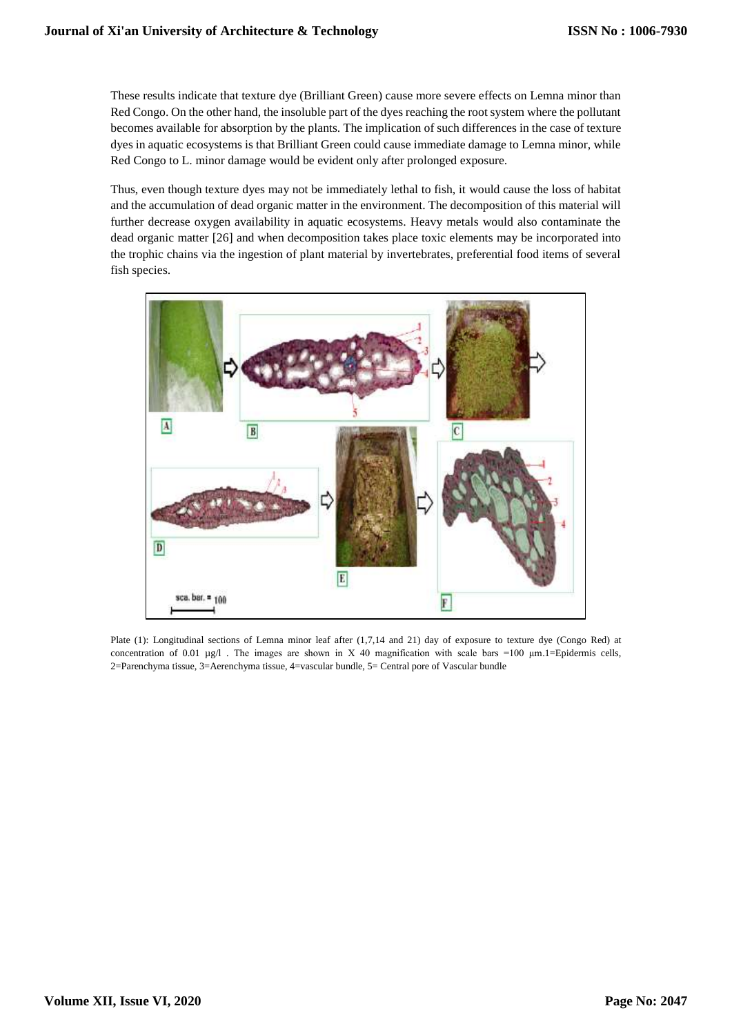These results indicate that texture dye (Brilliant Green) cause more severe effects on Lemna minor than Red Congo. On the other hand, the insoluble part of the dyes reaching the root system where the pollutant becomes available for absorption by the plants. The implication of such differences in the case of texture dyes in aquatic ecosystems is that Brilliant Green could cause immediate damage to Lemna minor, while Red Congo to L. minor damage would be evident only after prolonged exposure.

Thus, even though texture dyes may not be immediately lethal to fish, it would cause the loss of habitat and the accumulation of dead organic matter in the environment. The decomposition of this material will further decrease oxygen availability in aquatic ecosystems. Heavy metals would also contaminate the dead organic matter [26] and when decomposition takes place toxic elements may be incorporated into the trophic chains via the ingestion of plant material by invertebrates, preferential food items of several fish species.

Plate (1): Longitudinal sections of Lemna minor leaf after (1,7,14 and 21) day of exposure to texture dye (Congo Red) at concentration of 0.01 µg/l . The images are shown in X 40 magnification with scale bars =100 µm.1=Epidermis cells, 2=Parenchyma tissue, 3=Aerenchyma tissue, 4=vascular bundle, 5= Central pore of Vascular bundle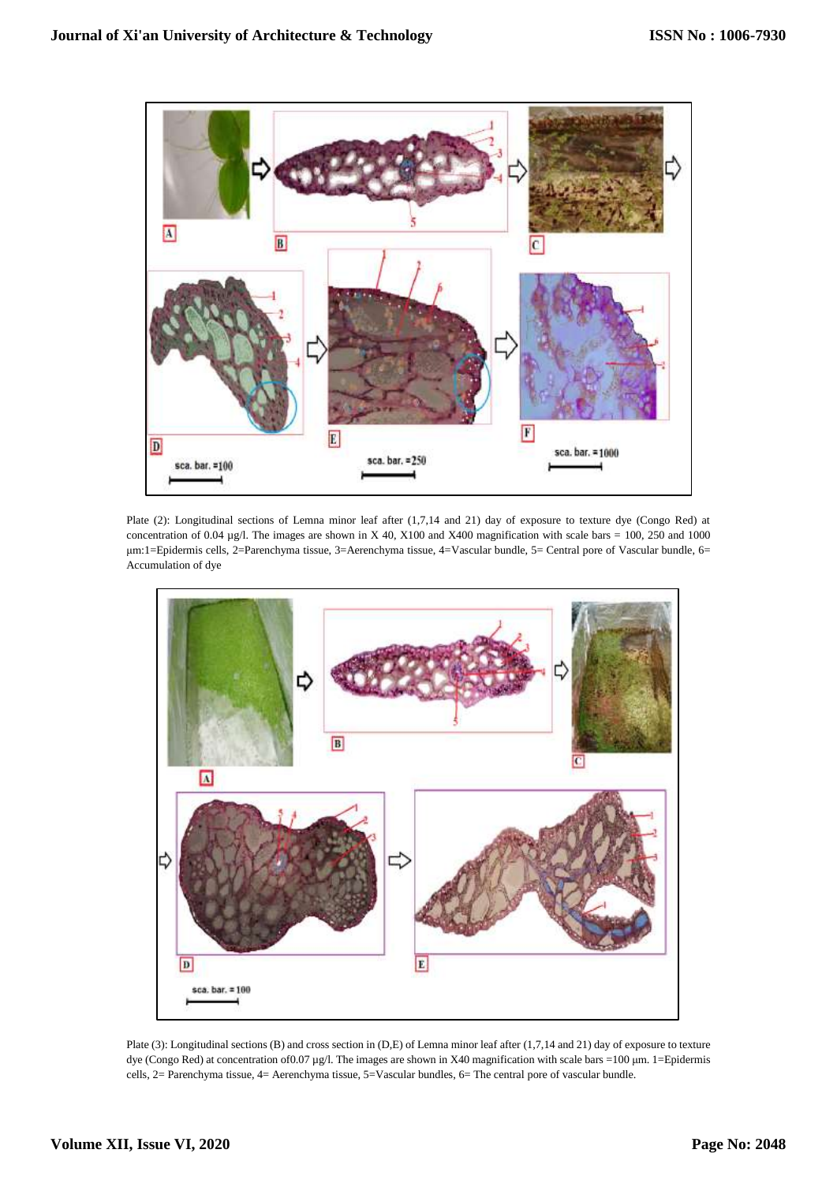Plate (2): Longitudinal sections of Lemna minor leaf after (1,7,14 and 21) day of exposure to texture dye (Congo Red) at concentration of 0.04 µg/l. The images are shown in X 40, X100 and X400 magnification with scale bars = 100, 250 and 1000 µm:1=Epidermis cells, 2=Parenchyma tissue, 3=Aerenchyma tissue, 4=Vascular bundle, 5= Central pore of Vascular bundle, 6= Accumulation of dye

Plate (3): Longitudinal sections (B) and cross section in (D,E) of Lemna minor leaf after (1,7,14 and 21) day of exposure to texture dye (Congo Red) at concentration of0.07 µg/l. The images are shown in X40 magnification with scale bars =100 µm. 1=Epidermis cells, 2= Parenchyma tissue, 4= Aerenchyma tissue, 5=Vascular bundles, 6= The central pore of vascular bundle.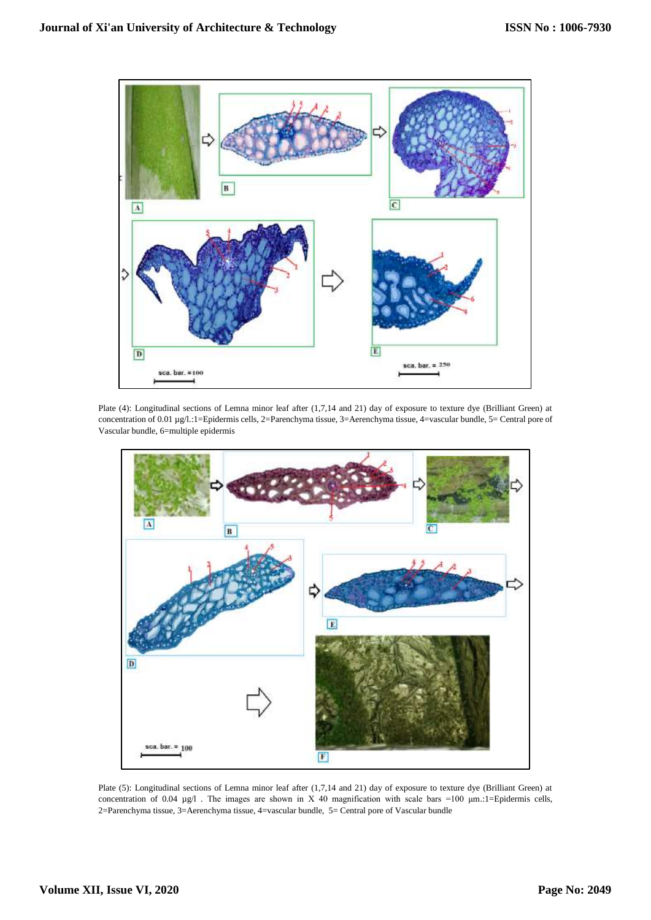Plate (4): Longitudinal sections of Lemna minor leaf after (1,7,14 and 21) day of exposure to texture dye (Brilliant Green) at concentration of 0.01 µg/l.:1=Epidermis cells, 2=Parenchyma tissue, 3=Aerenchyma tissue, 4=vascular bundle, 5= Central pore of Vascular bundle, 6=multiple epidermis

Plate (5): Longitudinal sections of Lemna minor leaf after (1,7,14 and 21) day of exposure to texture dye (Brilliant Green) at concentration of 0.04 µg/l . The images are shown in X 40 magnification with scale bars =100 µm.:1=Epidermis cells, 2=Parenchyma tissue, 3=Aerenchyma tissue, 4=vascular bundle, 5= Central pore of Vascular bundle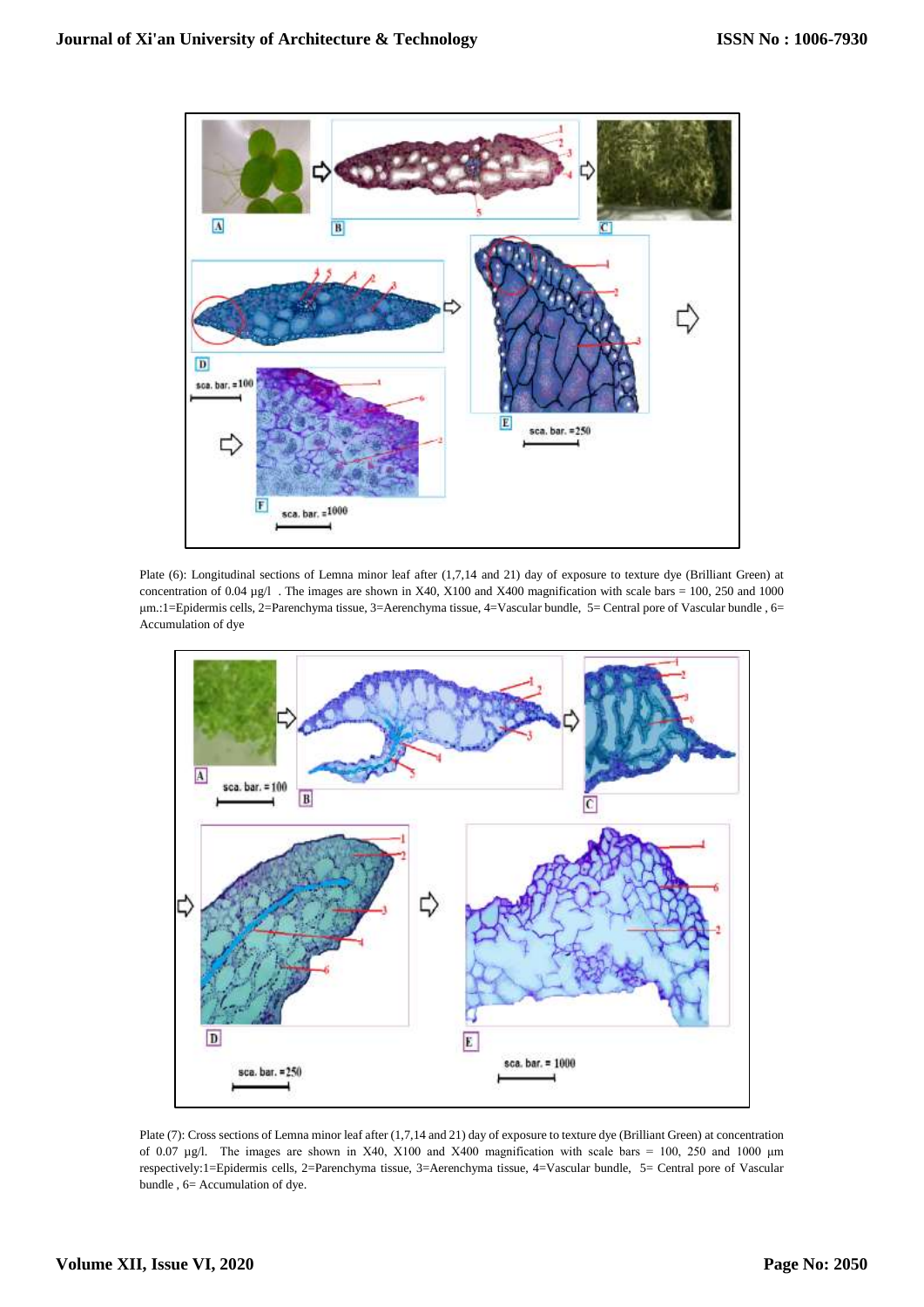Plate (6): Longitudinal sections of Lemna minor leaf after (1,7,14 and 21) day of exposure to texture dye (Brilliant Green) at concentration of 0.04 µg/l . The images are shown in X40, X100 and X400 magnification with scale bars = 100, 250 and 1000 µm.:1=Epidermis cells, 2=Parenchyma tissue, 3=Aerenchyma tissue, 4=Vascular bundle, 5= Central pore of Vascular bundle , 6= Accumulation of dye

Plate (7): Cross sections of Lemna minor leaf after (1,7,14 and 21) day of exposure to texture dye (Brilliant Green) at concentration of 0.07 µg/l. The images are shown in X40, X100 and X400 magnification with scale bars = 100, 250 and 1000 µm respectively:1=Epidermis cells, 2=Parenchyma tissue, 3=Aerenchyma tissue, 4=Vascular bundle, 5= Central pore of Vascular bundle , 6= Accumulation of dye.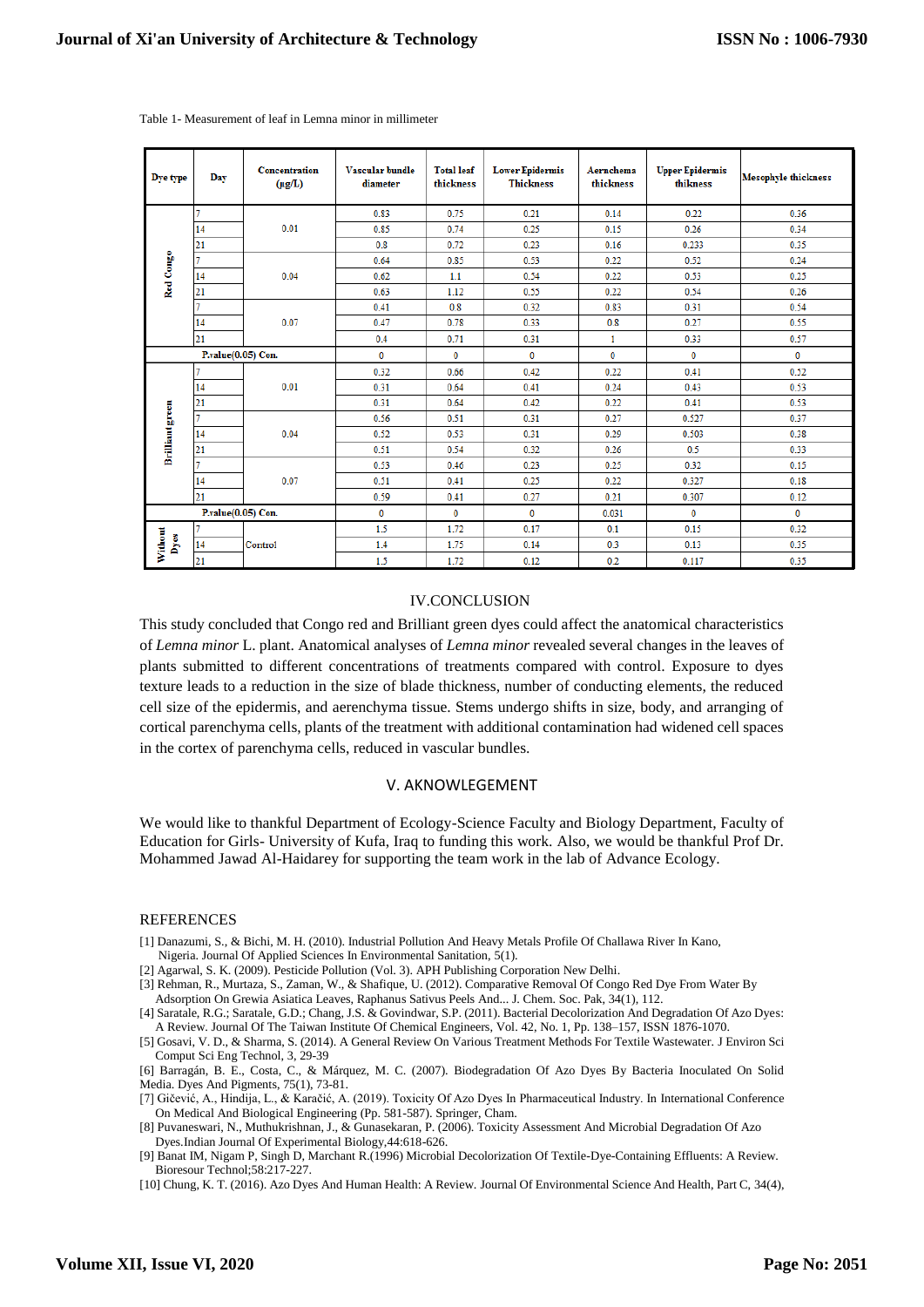Table 1- Measurement of leaf in Lemna minor in millimeter

| Dye type | Day | Concentration (µg/L) | Vascular bundle diameter | Total leaf thickness | Lower Epidermis Thickness | Aernchema thickness | Upper Epidermis thiknes | Mesophyle thickness |
|---|---|---|---|---|---|---|---|---|
| Red Congo | 7 | 0.01 | 0.83 | 0.75 | 0.21 | 0.14 | 0.22 | 0.36 |
| | 14 | | 0.85 | 0.74 | 0.25 | 0.15 | 0.26 | 0.34 |
| | 21 | | 0.8 | 0.72 | 0.23 | 0.16 | 0.233 | 0.35 |
| | 7 | 0.04 | 0.64 | 0.85 | 0.53 | 0.22 | 0.52 | 0.24 |
| | 14 | | 0.62 | 1.1 | 0.54 | 0.22 | 0.53 | 0.25 |
| | 21 | | 0.63 | 1.12 | 0.55 | 0.22 | 0.54 | 0.26 |
| | 7 | 0.07 | 0.41 | 0.8 | 0.32 | 0.83 | 0.31 | 0.54 |
| | 14 | | 0.47 | 0.78 | 0.33 | 0.8 | 0.27 | 0.55 |
| | 21 | | 0.4 | 0.71 | 0.31 | 1 | 0.33 | 0.57 |
| P.value(0.05) Con. | | | 0 | 0 | 0 | 0 | 0 | 0 |
| Brilliant green | 7 | 0.01 | 0.32 | 0.66 | 0.42 | 0.22 | 0.41 | 0.52 |
| | 14 | | 0.31 | 0.64 | 0.41 | 0.24 | 0.43 | 0.53 |
| | 21 | | 0.31 | 0.64 | 0.42 | 0.22 | 0.41 | 0.53 |
| | 7 | 0.04 | 0.56 | 0.51 | 0.31 | 0.27 | 0.527 | 0.37 |
| | 14 | | 0.52 | 0.53 | 0.31 | 0.29 | 0.503 | 0.38 |
| | 21 | | 0.51 | 0.54 | 0.32 | 0.26 | 0.5 | 0.33 |
| | 7 | 0.07 | 0.53 | 0.46 | 0.23 | 0.25 | 0.32 | 0.15 |
| | 14 | | 0.51 | 0.41 | 0.25 | 0.22 | 0.327 | 0.18 |
| | 21 | | 0.59 | 0.41 | 0.27 | 0.21 | 0.307 | 0.12 |
| P.value(0.05) Con. | | | 0 | 0 | 0 | 0.031 | 0 | 0 |
| Without Dyes | 7 | Control | 1.5 | 1.72 | 0.17 | 0.1 | 0.15 | 0.32 |
| | 14 | | 1.4 | 1.75 | 0.14 | 0.3 | 0.13 | 0.35 |
| | 21 | | 1.5 | 1.72 | 0.12 | 0.2 | 0.117 | 0.35 |

## IV.CONCLUSION

This study concluded that Congo red and Brilliant green dyes could affect the anatomical characteristics of *Lemna minor* L. plant. Anatomical analyses of *Lemna minor* revealed several changes in the leaves of plants submitted to different concentrations of treatments compared with control. Exposure to dyes texture leads to a reduction in the size of blade thickness, number of conducting elements, the reduced cell size of the epidermis, and aerenchyma tissue. Stems undergo shifts in size, body, and arranging of cortical parenchyma cells, plants of the treatment with additional contamination had widened cell spaces in the cortex of parenchyma cells, reduced in vascular bundles.

## V. AKNOWLEGEMENT

We would like to thankful Department of Ecology-Science Faculty and Biology Department, Faculty of Education for Girls- University of Kufa, Iraq to funding this work. Also, we would be thankful Prof Dr. Mohammed Jawad Al-Haidarey for supporting the team work in the lab of Advance Ecology.

## REFERENCES

[1] Danazumi, S., & Bichi, M. H. (2010). Industrial Pollution And Heavy Metals Profile Of Challawa River In Kano, Nigeria. Journal Of Applied Sciences In Environmental Sanitation, 5(1).

[2] Agarwal, S. K. (2009). Pesticide Pollution (Vol. 3). APH Publishing Corporation New Delhi.

[3] Rehman, R., Murtaza, S., Zaman, W., & Shafique, U. (2012). Comparative Removal Of Congo Red Dye From Water By Adsorption On Grewia Asiatica Leaves, Raphanus Sativus Peels And... J. Chem. Soc. Pak, 34(1), 112.

[4] Saratale, R.G.; Saratale, G.D.; Chang, J.S. & Govindwar, S.P. (2011). Bacterial Decolorization And Degradation Of Azo Dyes: A Review. Journal Of The Taiwan Institute Of Chemical Engineers, Vol. 42, No. 1, Pp. 138–157, ISSN 1876-1070.

[5] Gosavi, V. D., & Sharma, S. (2014). A General Review On Various Treatment Methods For Textile Wastewater. J Environ Sci Comput Sci Eng Technol, 3, 29-39

[6] Barragán, B. E., Costa, C., & Márquez, M. C. (2007). Biodegradation Of Azo Dyes By Bacteria Inoculated On Solid Media. Dyes And Pigments, 75(1), 73-81.

[7] Gičević, A., Hindija, L., & Karačić, A. (2019). Toxicity Of Azo Dyes In Pharmaceutical Industry. In International Conference On Medical And Biological Engineering (Pp. 581-587). Springer, Cham.

[8] Puvaneswari, N., Muthukrishnan, J., & Gunasekaran, P. (2006). Toxicity Assessment And Microbial Degradation Of Azo Dyes.Indian Journal Of Experimental Biology,44:618-626.

[9] Banat IM, Nigam P, Singh D, Marchant R.(1996) Microbial Decolorization Of Textile-Dye-Containing Effluents: A Review. Bioresour Technol;58:217-227.

[10] Chung, K. T. (2016). Azo Dyes And Human Health: A Review. Journal Of Environmental Science And Health, Part C, 34(4),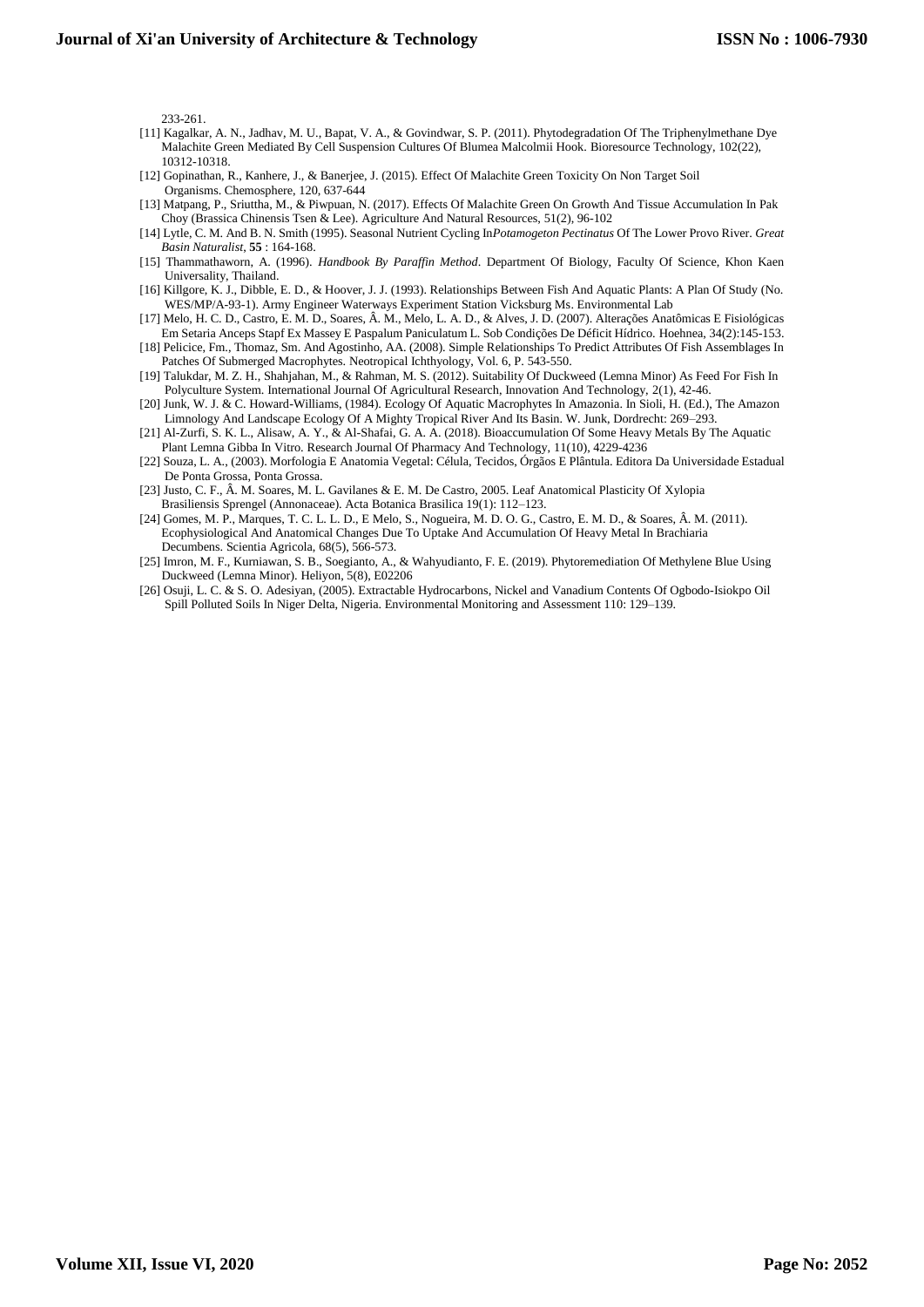233-261.

[11] Kagalkar, A. N., Jadhav, M. U., Bapat, V. A., & Govindwar, S. P. (2011). Phytodegradation Of The Triphenylmethane Dye Malachite Green Mediated By Cell Suspension Cultures Of Blumea Malcolmii Hook. Bioresource Technology, 102(22), 10312-10318.

[12] Gopinathan, R., Kanhere, J., & Banerjee, J. (2015). Effect Of Malachite Green Toxicity On Non Target Soil Organisms. Chemosphere, 120, 637-644

[13] Matpang, P., Sriuttha, M., & Piwpuan, N. (2017). Effects Of Malachite Green On Growth And Tissue Accumulation In Pak Choy (Brassica Chinensis Tsen & Lee). Agriculture And Natural Resources, 51(2), 96-102

[14] Lytle, C. M. And B. N. Smith (1995). Seasonal Nutrient Cycling In*Potamogeton Pectinatus* Of The Lower Provo River. *Great Basin Naturalist*, **55** : 164-168.

[15] Thammathaworn, A. (1996). *Handbook By Paraffin Method*. Department Of Biology, Faculty Of Science, Khon Kaen Universality, Thailand.

[16] Killgore, K. J., Dibble, E. D., & Hoover, J. J. (1993). Relationships Between Fish And Aquatic Plants: A Plan Of Study (No. WES/MP/A-93-1). Army Engineer Waterways Experiment Station Vicksburg Ms. Environmental Lab

[17] Melo, H. C. D., Castro, E. M. D., Soares, Â. M., Melo, L. A. D., & Alves, J. D. (2007). Alterações Anatômicas E Fisiológicas Em Setaria Anceps Stapf Ex Massey E Paspalum Paniculatum L. Sob Condições De Déficit Hídrico. Hoehnea, 34(2):145-153.

[18] Pelicice, Fm., Thomaz, Sm. And Agostinho, AA. (2008). Simple Relationships To Predict Attributes Of Fish Assemblages In Patches Of Submerged Macrophytes. Neotropical Ichthyology, Vol. 6, P. 543-550.

[19] Talukdar, M. Z. H., Shahjahan, M., & Rahman, M. S. (2012). Suitability Of Duckweed (Lemna Minor) As Feed For Fish In Polyculture System. International Journal Of Agricultural Research, Innovation And Technology, 2(1), 42-46.

[20] Junk, W. J. & C. Howard-Williams, (1984). Ecology Of Aquatic Macrophytes In Amazonia. In Sioli, H. (Ed.), The Amazon Limnology And Landscape Ecology Of A Mighty Tropical River And Its Basin. W. Junk, Dordrecht: 269–293.

[21] Al-Zurfi, S. K. L., Alisaw, A. Y., & Al-Shafai, G. A. A. (2018). Bioaccumulation Of Some Heavy Metals By The Aquatic Plant Lemna Gibba In Vitro. Research Journal Of Pharmacy And Technology, 11(10), 4229-4236

[22] Souza, L. A., (2003). Morfologia E Anatomia Vegetal: Célula, Tecidos, Órgãos E Plântula. Editora Da Universidade Estadual De Ponta Grossa, Ponta Grossa.

[23] Justo, C. F., Â. M. Soares, M. L. Gavilanes & E. M. De Castro, 2005. Leaf Anatomical Plasticity Of Xylopia Brasiliensis Sprengel (Annonaceae). Acta Botanica Brasilica 19(1): 112–123.

[24] Gomes, M. P., Marques, T. C. L. L. D., E Melo, S., Nogueira, M. D. O. G., Castro, E. M. D., & Soares, Â. M. (2011). Ecophysiological And Anatomical Changes Due To Uptake And Accumulation Of Heavy Metal In Brachiaria Decumbens. Scientia Agricola, 68(5), 566-573.

[25] Imron, M. F., Kurniawan, S. B., Soegianto, A., & Wahyudianto, F. E. (2019). Phytoremediation Of Methylene Blue Using Duckweed (Lemna Minor). Heliyon, 5(8), E02206

[26] Osuji, L. C. & S. O. Adesiyan, (2005). Extractable Hydrocarbons, Nickel and Vanadium Contents Of Ogbodo-Isiokpo Oil Spill Polluted Soils In Niger Delta, Nigeria. Environmental Monitoring and Assessment 110: 129–139.